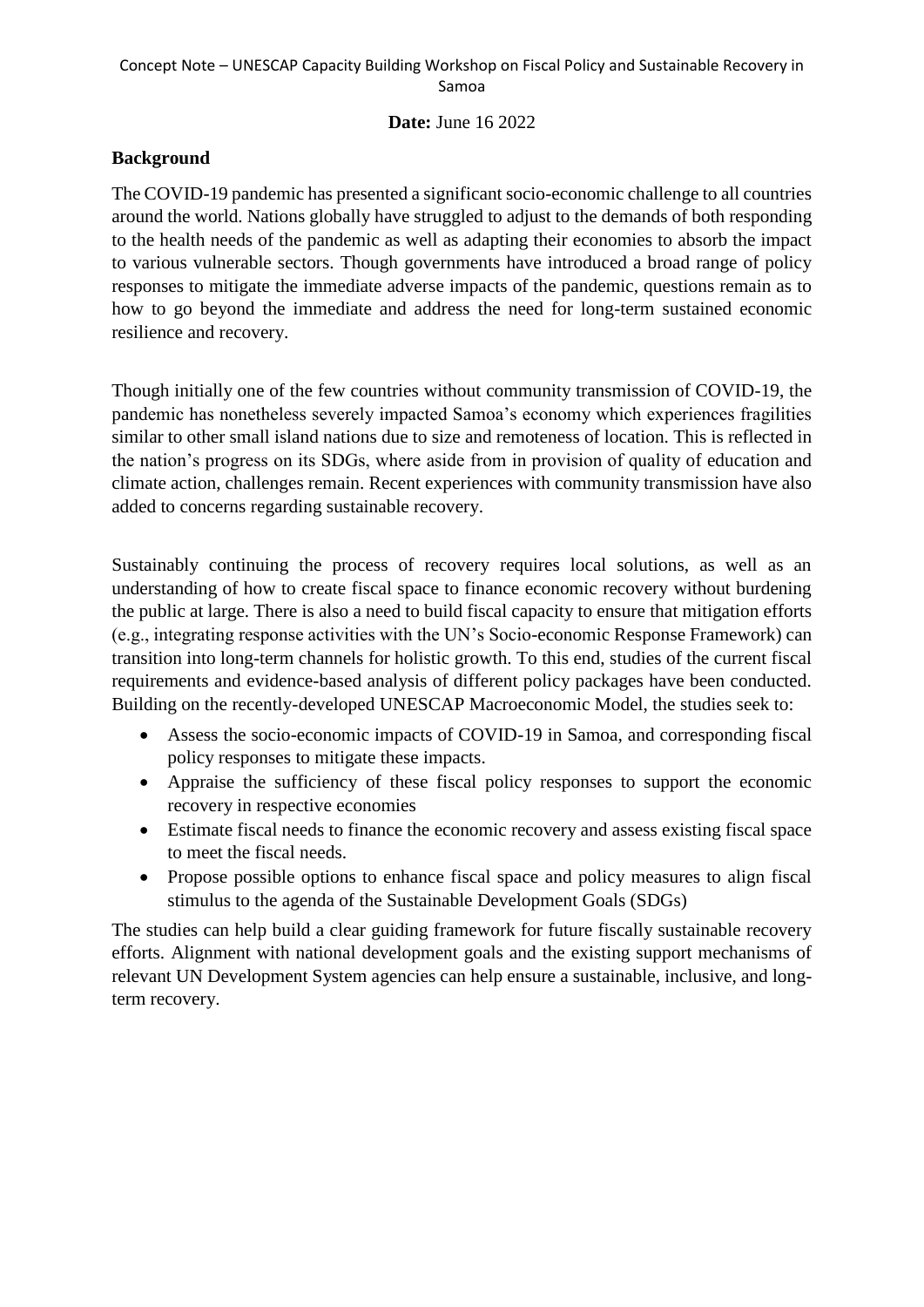Concept Note – UNESCAP Capacity Building Workshop on Fiscal Policy and Sustainable Recovery in Samoa

**Date:** June 16 2022

## Background

The COVID-19 pandemic has presented a significant socio-economic challenge to all countries around the world. Nations globally have struggled to adjust to the demands of both responding to the health needs of the pandemic as well as adapting their economies to absorb the impact to various vulnerable sectors. Though governments have introduced a broad range of policy responses to mitigate the immediate adverse impacts of the pandemic, questions remain as to how to go beyond the immediate and address the need for long-term sustained economic resilience and recovery.

Though initially one of the few countries without community transmission of COVID-19, the pandemic has nonetheless severely impacted Samoa's economy which experiences fragilities similar to other small island nations due to size and remoteness of location. This is reflected in the nation's progress on its SDGs, where aside from in provision of quality of education and climate action, challenges remain. Recent experiences with community transmission have also added to concerns regarding sustainable recovery.

Sustainably continuing the process of recovery requires local solutions, as well as an understanding of how to create fiscal space to finance economic recovery without burdening the public at large. There is also a need to build fiscal capacity to ensure that mitigation efforts (e.g., integrating response activities with the UN's Socio-economic Response Framework) can transition into long-term channels for holistic growth. To this end, studies of the current fiscal requirements and evidence-based analysis of different policy packages have been conducted. Building on the recently-developed UNESCAP Macroeconomic Model, the studies seek to:

- Assess the socio-economic impacts of COVID-19 in Samoa, and corresponding fiscal policy responses to mitigate these impacts.
- Appraise the sufficiency of these fiscal policy responses to support the economic recovery in respective economies
- Estimate fiscal needs to finance the economic recovery and assess existing fiscal space to meet the fiscal needs.
- Propose possible options to enhance fiscal space and policy measures to align fiscal stimulus to the agenda of the Sustainable Development Goals (SDGs)

The studies can help build a clear guiding framework for future fiscally sustainable recovery efforts. Alignment with national development goals and the existing support mechanisms of relevant UN Development System agencies can help ensure a sustainable, inclusive, and long-term recovery.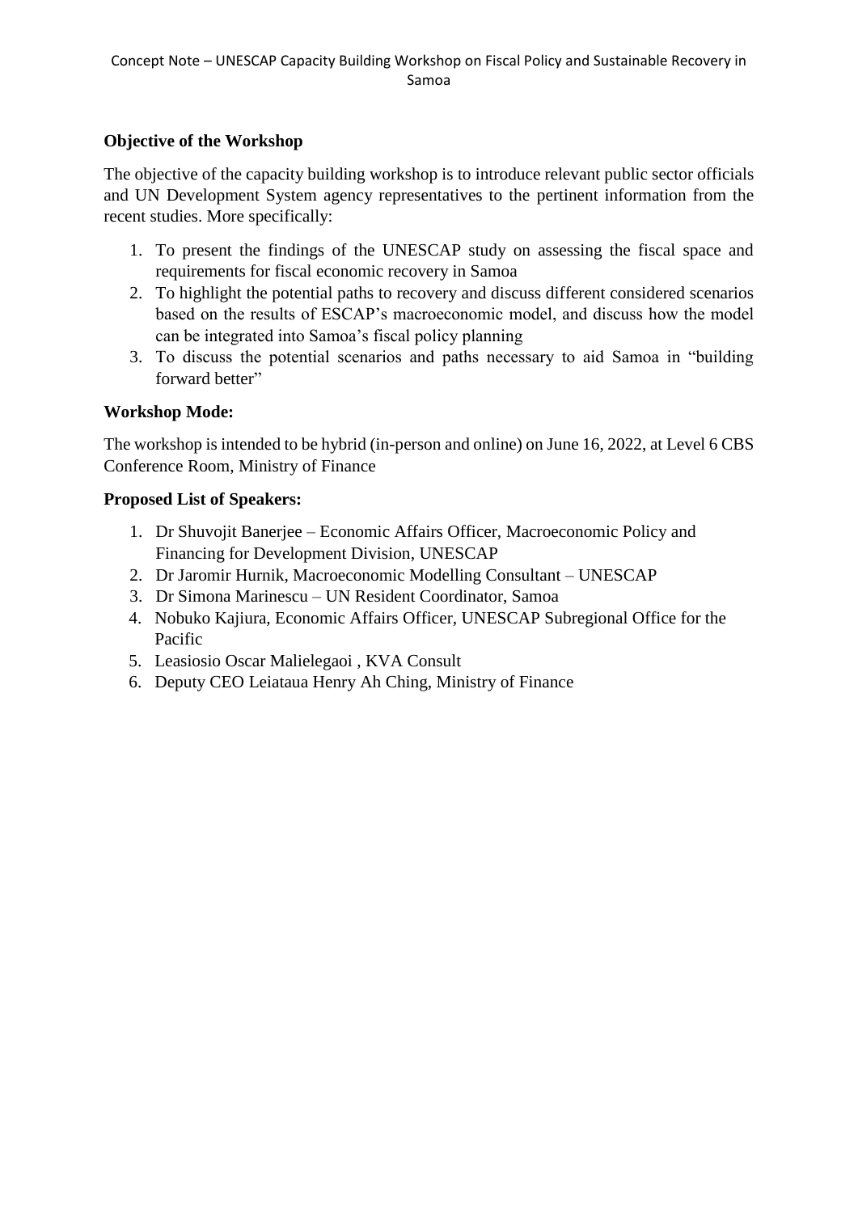**Objective of the Workshop**

The objective of the capacity building workshop is to introduce relevant public sector officials and UN Development System agency representatives to the pertinent information from the recent studies. More specifically:

1. To present the findings of the UNESCAP study on assessing the fiscal space and requirements for fiscal economic recovery in Samoa
2. To highlight the potential paths to recovery and discuss different considered scenarios based on the results of ESCAP's macroeconomic model, and discuss how the model can be integrated into Samoa's fiscal policy planning
3. To discuss the potential scenarios and paths necessary to aid Samoa in "building forward better"

**Workshop Mode:**

The workshop is intended to be hybrid (in-person and online) on June 16, 2022, at Level 6 CBS Conference Room, Ministry of Finance

**Proposed List of Speakers:**

1. Dr Shuvojit Banerjee – Economic Affairs Officer, Macroeconomic Policy and Financing for Development Division, UNESCAP
2. Dr Jaromir Hurnik, Macroeconomic Modelling Consultant – UNESCAP
3. Dr Simona Marinescu – UN Resident Coordinator, Samoa
4. Nobuko Kajiura, Economic Affairs Officer, UNESCAP Subregional Office for the Pacific
5. Leasiosio Oscar Malielegaoi , KVA Consult
6. Deputy CEO Leiataua Henry Ah Ching, Ministry of Finance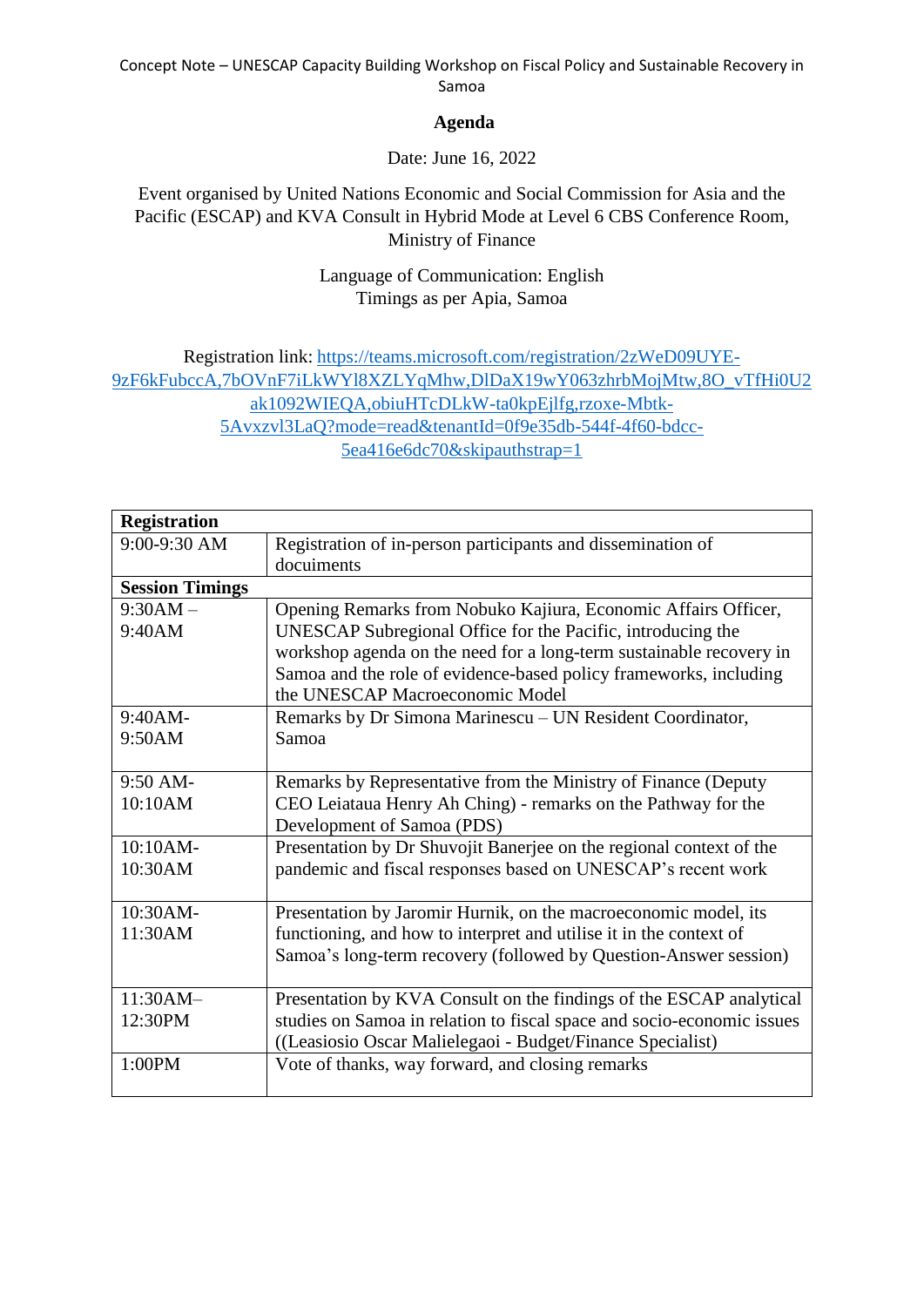Concept Note – UNESCAP Capacity Building Workshop on Fiscal Policy and Sustainable Recovery in Samoa

**Agenda**

Date: June 16, 2022

Event organised by United Nations Economic and Social Commission for Asia and the Pacific (ESCAP) and KVA Consult in Hybrid Mode at Level 6 CBS Conference Room, Ministry of Finance

Language of Communication: English
Timings as per Apia, Samoa

Registration link: [https://teams.microsoft.com/registration/2zWeD09UYE-9zF6kFubccA,7bOVnF7iLkWYl8XZLYqMhw,DlDaX19wY063zhrbMojMtw,8O_vTfHi0U2ak1092WIEQA,obiuHTcDLkW-ta0kpEjlfg,rzoxe-Mbtk-5Avxzvl3LaQ?mode=read&tenantId=0f9e35db-544f-4f60-bdcc-5ea416e6dc70&skipauthstrap=1](https://teams.microsoft.com/registration/2zWeD09UYE-9zF6kFubccA,7bOVnF7iLkWYl8XZLYqMhw,DlDaX19wY063zhrbMojMtw,8O_vTfHi0U2ak1092WIEQA,obiuHTcDLkW-ta0kpEjlfg,rzoxe-Mbtk-5Avxzvl3LaQ?mode=read&tenantId=0f9e35db-544f-4f60-bdcc-5ea416e6dc70&skipauthstrap=1)

| | |
|---|---|
| **Registration** | |
| 9:00-9:30 AM | Registration of in-person participants and dissemination of docuiments |
| **Session Timings** | |
| 9:30AM – 9:40AM | Opening Remarks from Nobuko Kajiura, Economic Affairs Officer, UNESCAP Subregional Office for the Pacific, introducing the workshop agenda on the need for a long-term sustainable recovery in Samoa and the role of evidence-based policy frameworks, including the UNESCAP Macroeconomic Model |
| 9:40AM-9:50AM | Remarks by Dr Simona Marinescu – UN Resident Coordinator, Samoa |
| 9:50 AM-10:10AM | Remarks by Representative from the Ministry of Finance (Deputy CEO Leiataua Henry Ah Ching) - remarks on the Pathway for the Development of Samoa (PDS) |
| 10:10AM-10:30AM | Presentation by Dr Shuvojit Banerjee on the regional context of the pandemic and fiscal responses based on UNESCAP's recent work |
| 10:30AM-11:30AM | Presentation by Jaromir Hurnik, on the macroeconomic model, its functioning, and how to interpret and utilise it in the context of Samoa's long-term recovery (followed by Question-Answer session) |
| 11:30AM–12:30PM | Presentation by KVA Consult on the findings of the ESCAP analytical studies on Samoa in relation to fiscal space and socio-economic issues ((Leasiosio Oscar Malielegaoi - Budget/Finance Specialist) |
| 1:00PM | Vote of thanks, way forward, and closing remarks |